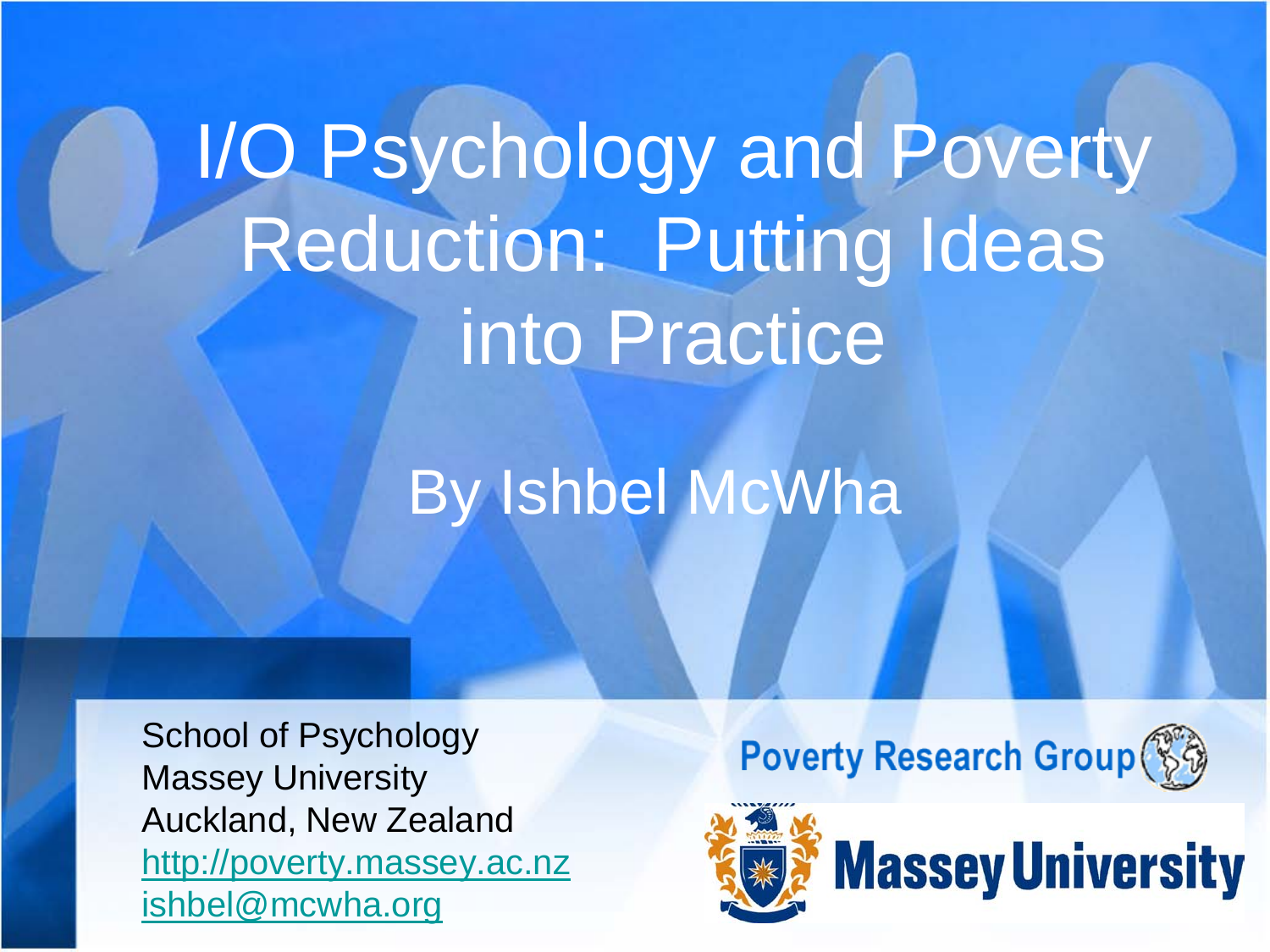# I/O Psychology and Poverty Reduction: Putting Ideas into Practice

By Ishbel McWha

School of Psychology
Massey University
Auckland, New Zealand
http://poverty.massey.ac.nz
ishbel@mcwha.org

Poverty Research Group

Massey University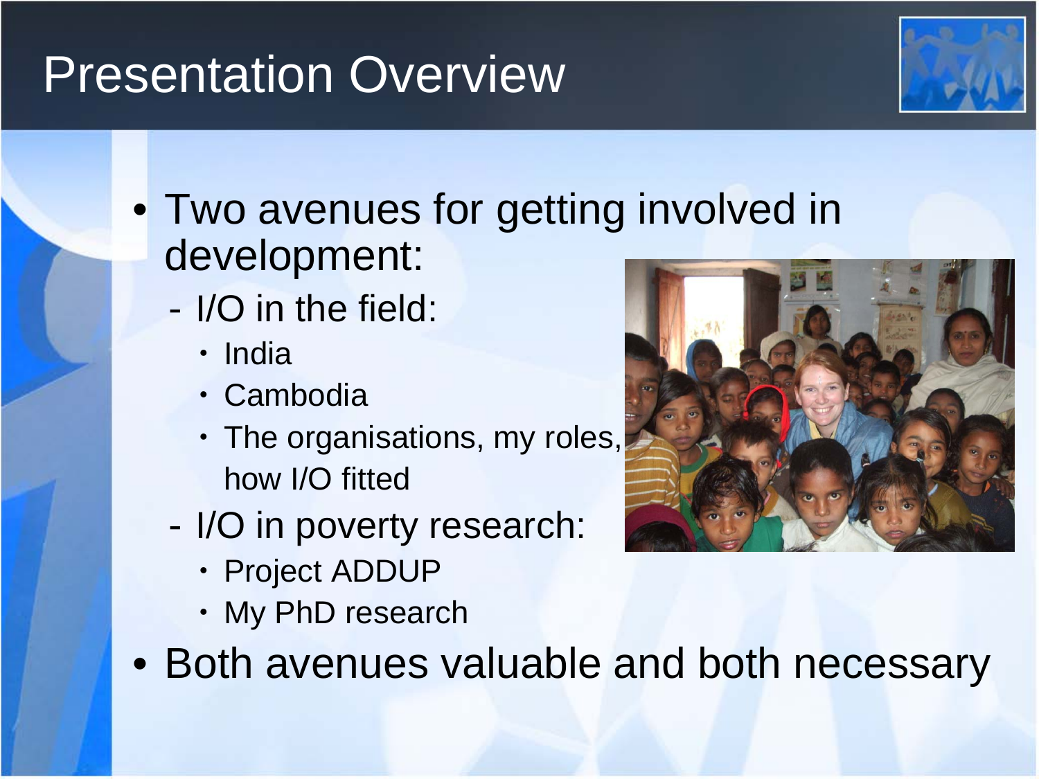# Presentation Overview

- Two avenues for getting involved in development:
  - I/O in the field:
    - India
    - Cambodia
    - The organisations, my roles, how I/O fitted
  - I/O in poverty research:
    - Project ADDUP
    - My PhD research
- Both avenues valuable and both necessary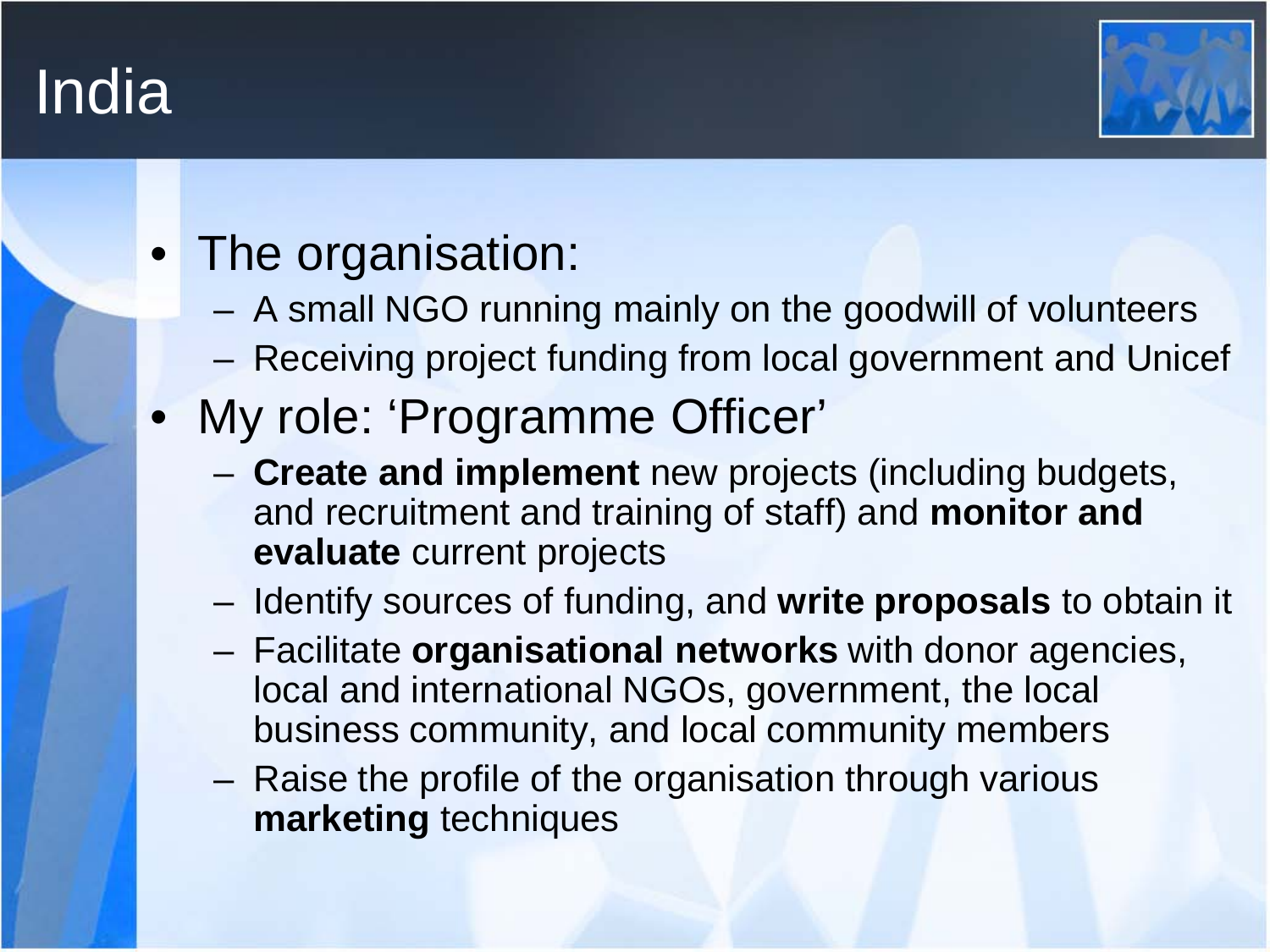# India

- The organisation:
  - A small NGO running mainly on the goodwill of volunteers
  - Receiving project funding from local government and Unicef
- My role: 'Programme Officer'
  - **Create and implement** new projects (including budgets, and recruitment and training of staff) and **monitor and evaluate** current projects
  - Identify sources of funding, and **write proposals** to obtain it
  - Facilitate **organisational networks** with donor agencies, local and international NGOs, government, the local business community, and local community members
  - Raise the profile of the organisation through various **marketing** techniques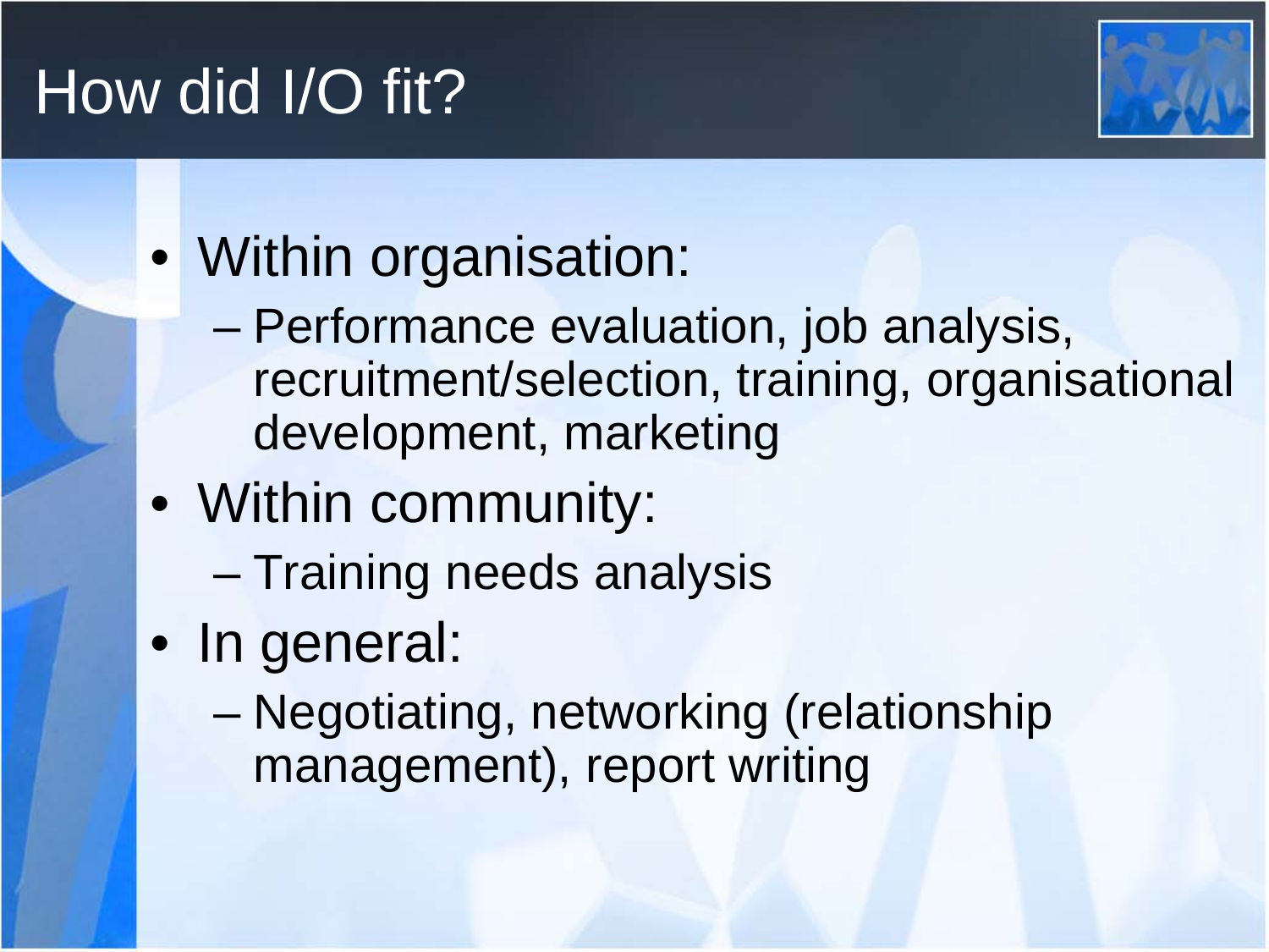# How did I/O fit?

- Within organisation:
  - Performance evaluation, job analysis, recruitment/selection, training, organisational development, marketing
- Within community:
  - Training needs analysis
- In general:
  - Negotiating, networking (relationship management), report writing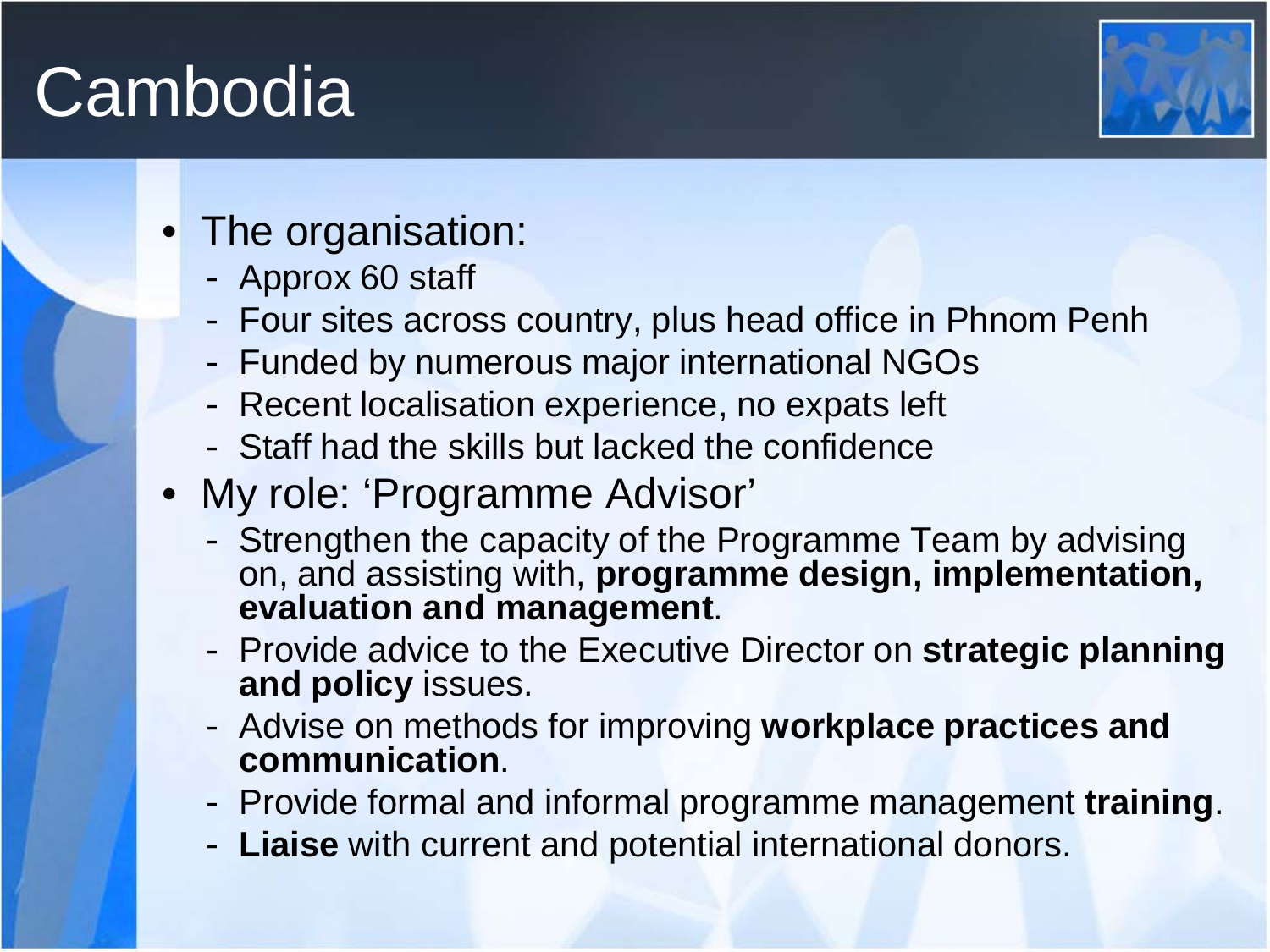# Cambodia

- The organisation:
  - Approx 60 staff
  - Four sites across country, plus head office in Phnom Penh
  - Funded by numerous major international NGOs
  - Recent localisation experience, no expats left
  - Staff had the skills but lacked the confidence
- My role: 'Programme Advisor'
  - Strengthen the capacity of the Programme Team by advising on, and assisting with, **programme design, implementation, evaluation and management**.
  - Provide advice to the Executive Director on **strategic planning and policy** issues.
  - Advise on methods for improving **workplace practices and communication**.
  - Provide formal and informal programme management **training**.
  - **Liaise** with current and potential international donors.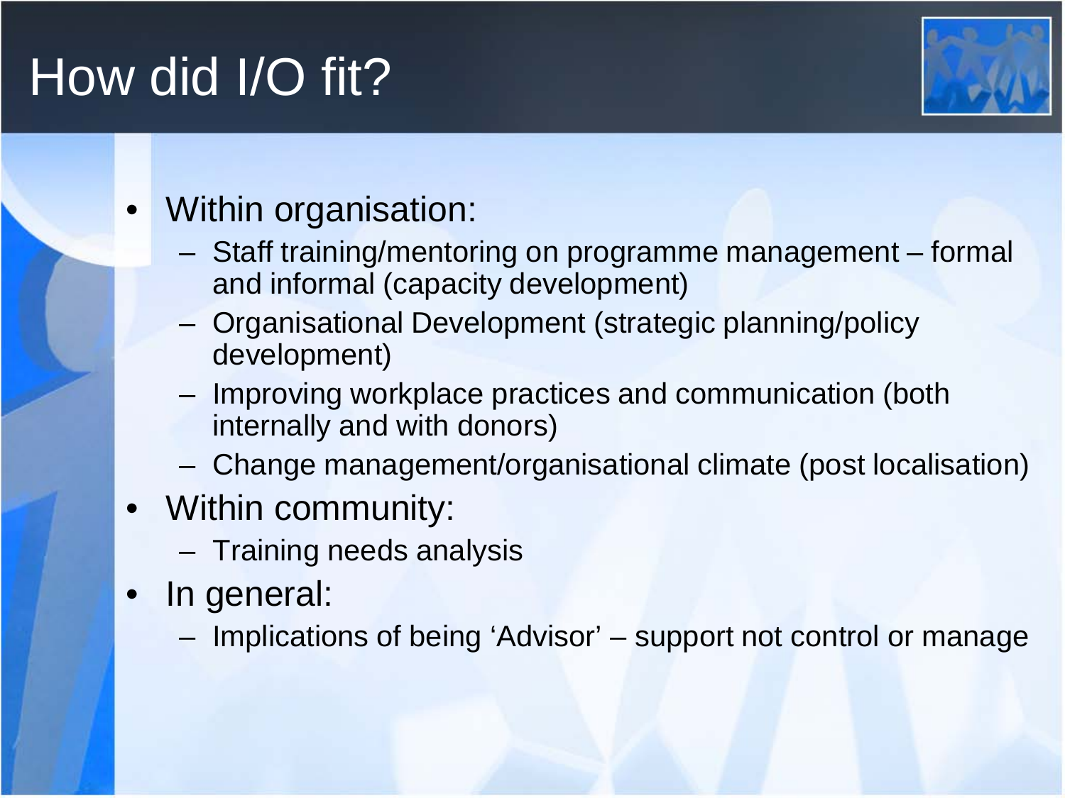# How did I/O fit?

- Within organisation:
  - Staff training/mentoring on programme management – formal and informal (capacity development)
  - Organisational Development (strategic planning/policy development)
  - Improving workplace practices and communication (both internally and with donors)
  - Change management/organisational climate (post localisation)
- Within community:
  - Training needs analysis
- In general:
  - Implications of being 'Advisor' – support not control or manage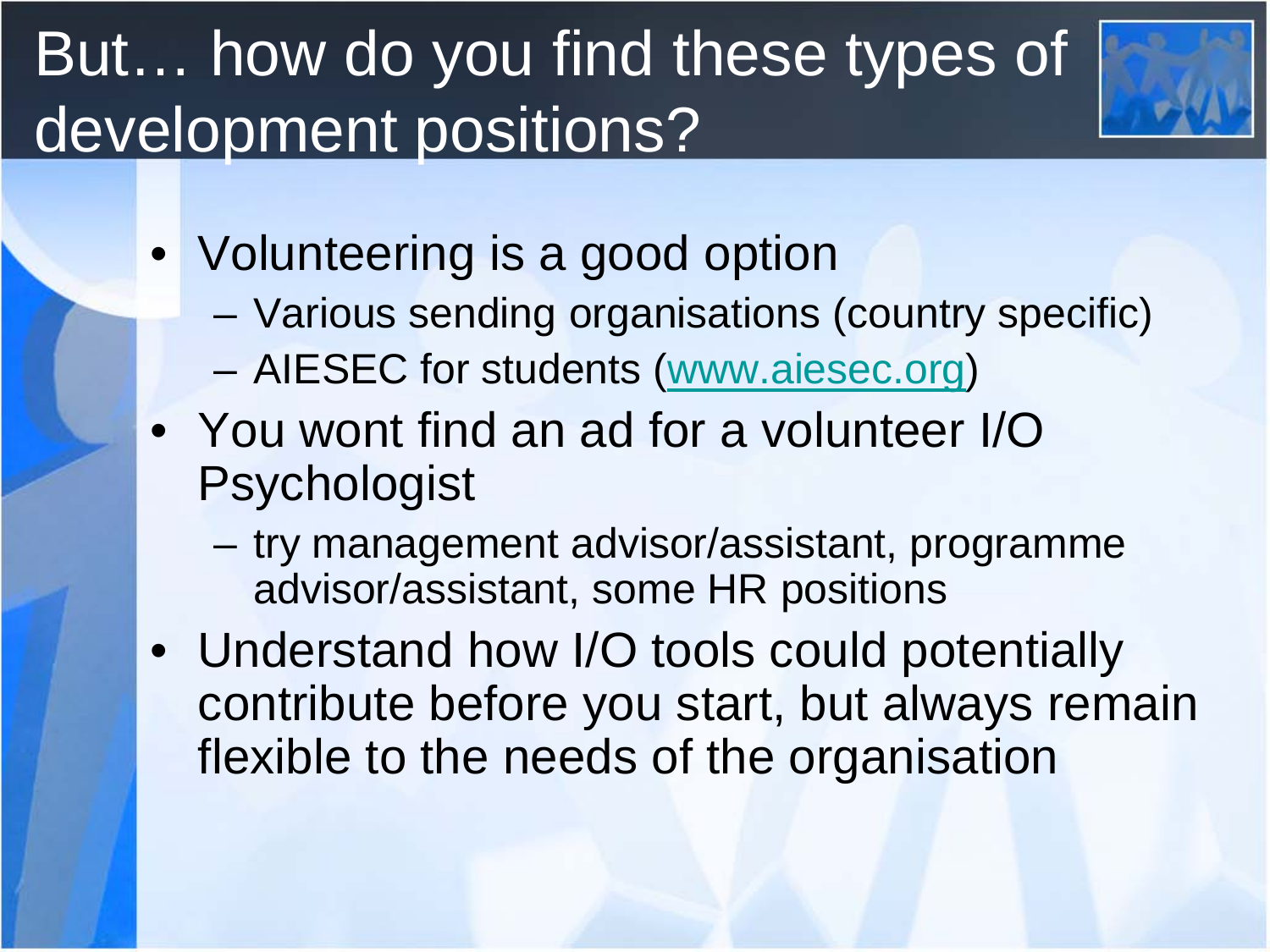# But… how do you find these types of development positions?

- Volunteering is a good option
  - Various sending organisations (country specific)
  - AIESEC for students (www.aiesec.org)
- You wont find an ad for a volunteer I/O Psychologist
  - try management advisor/assistant, programme advisor/assistant, some HR positions
- Understand how I/O tools could potentially contribute before you start, but always remain flexible to the needs of the organisation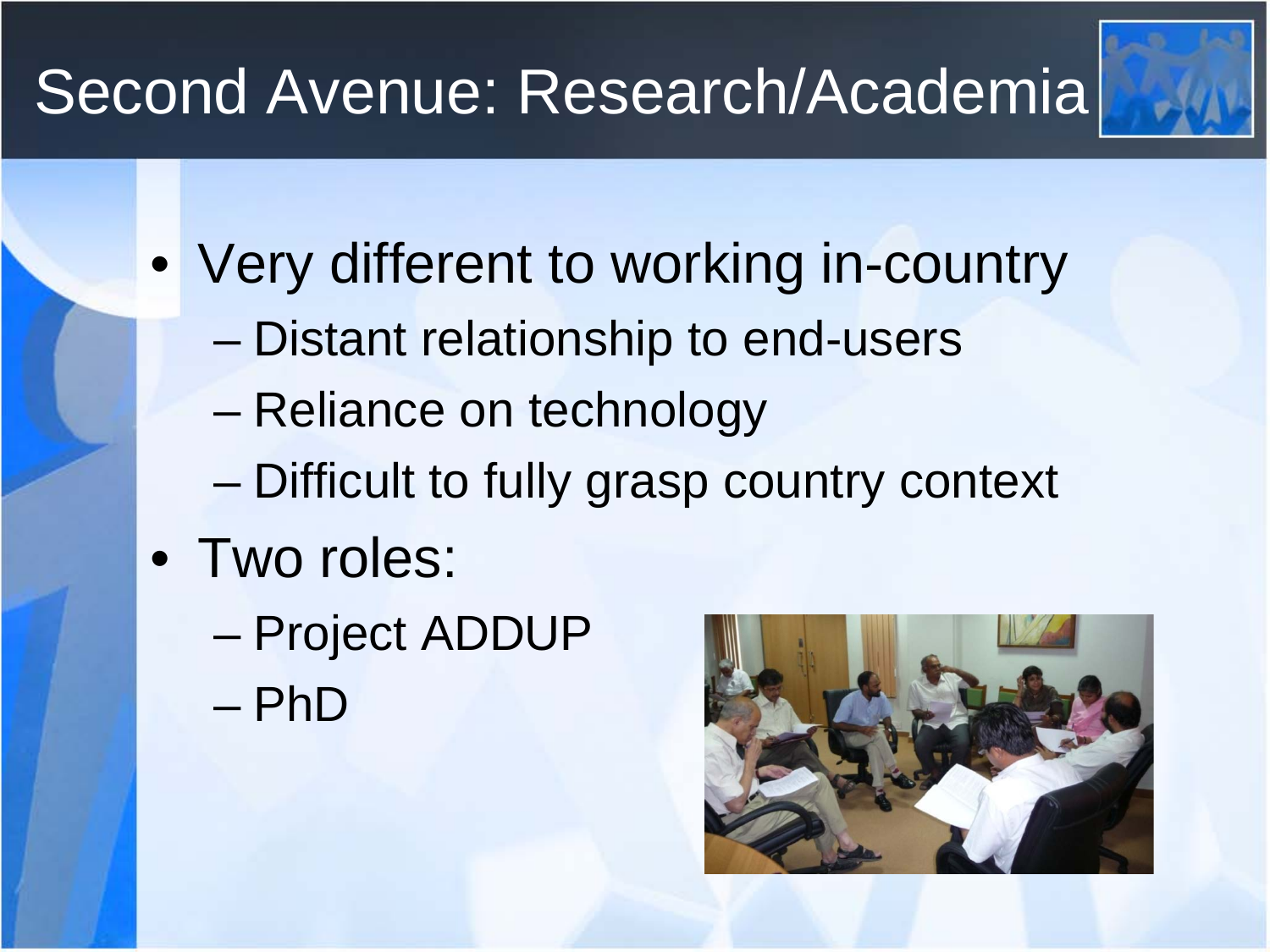# Second Avenue: Research/Academia

- Very different to working in-country
  - Distant relationship to end-users
  - Reliance on technology
  - Difficult to fully grasp country context
- Two roles:
  - Project ADDUP
  - PhD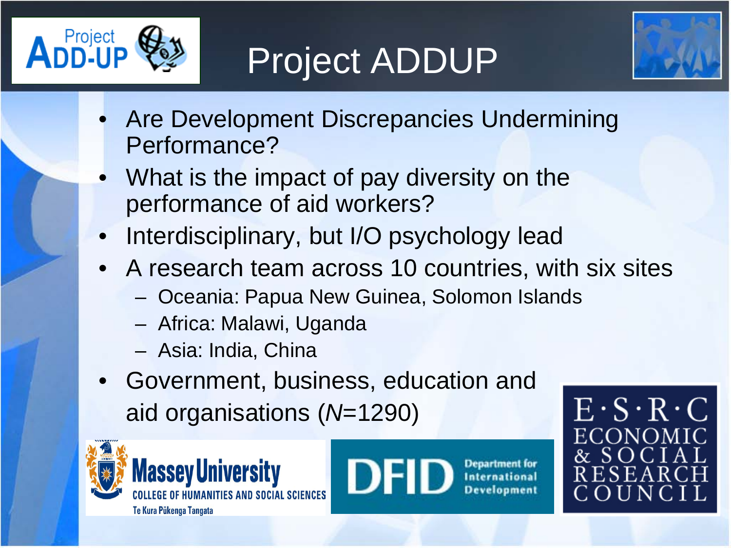# Project ADDUP

- Are Development Discrepancies Undermining Performance?
- What is the impact of pay diversity on the performance of aid workers?
- Interdisciplinary, but I/O psychology lead
- A research team across 10 countries, with six sites
  - Oceania: Papua New Guinea, Solomon Islands
  - Africa: Malawi, Uganda
  - Asia: India, China
- Government, business, education and aid organisations (*N*=1290)

Massey University
COLLEGE OF HUMANITIES AND SOCIAL SCIENCES
Te Kura Pūkenga Tangata

DFID Department for International Development

E·S·R·C ECONOMIC & SOCIAL RESEARCH COUNCIL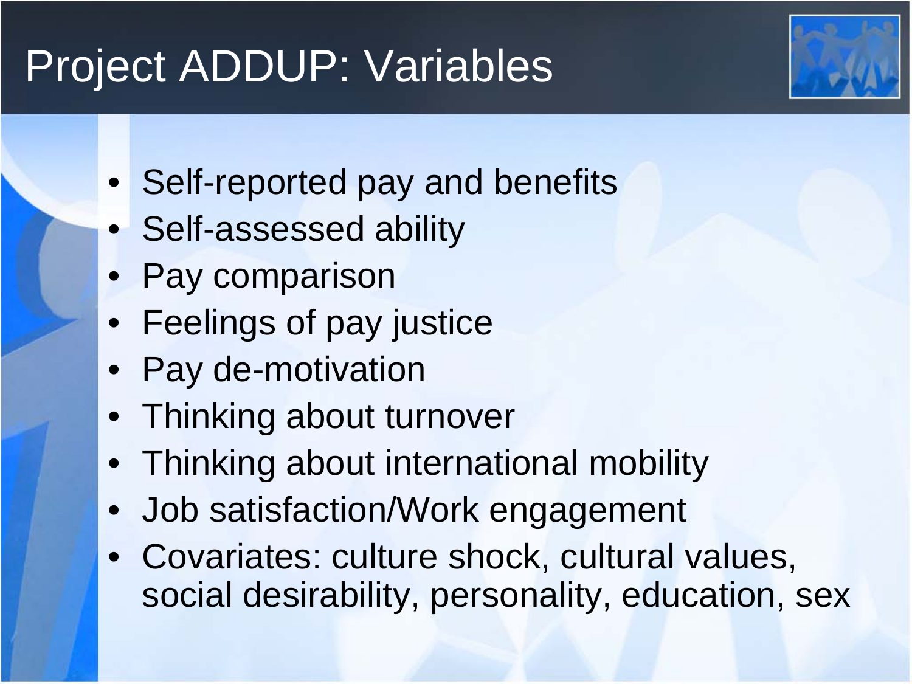# Project ADDUP: Variables

- Self-reported pay and benefits
- Self-assessed ability
- Pay comparison
- Feelings of pay justice
- Pay de-motivation
- Thinking about turnover
- Thinking about international mobility
- Job satisfaction/Work engagement
- Covariates: culture shock, cultural values, social desirability, personality, education, sex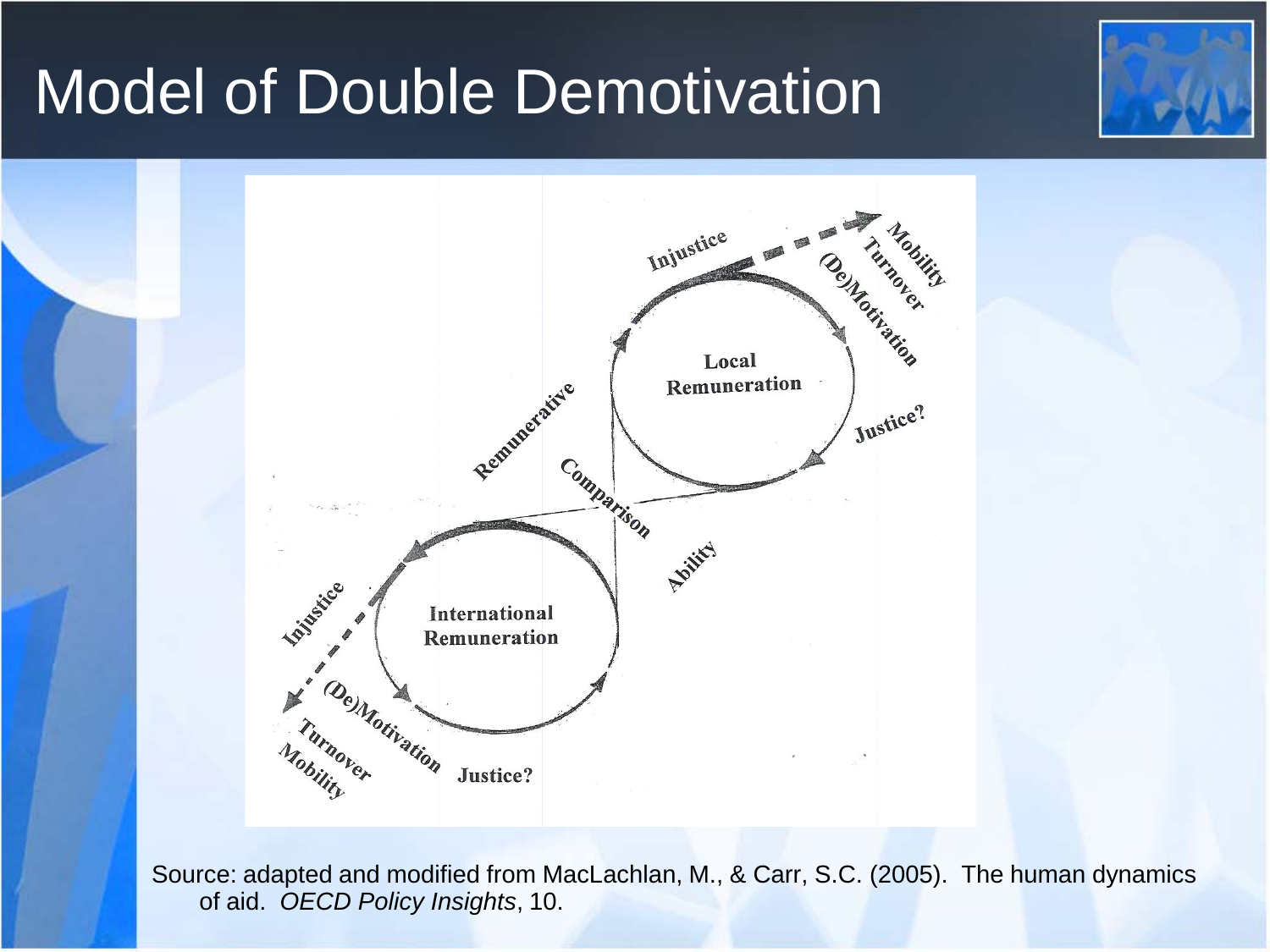# Model of Double Demotivation

Injustice

Mobility

Turnover

(De)Motivation

Local Remuneration

Justice?

Remunerative

Comparison

Ability

International Remuneration

Injustice

(De)Motivation

Turnover

Mobility

Justice?

Source: adapted and modified from MacLachlan, M., & Carr, S.C. (2005). The human dynamics of aid. *OECD Policy Insights*, 10.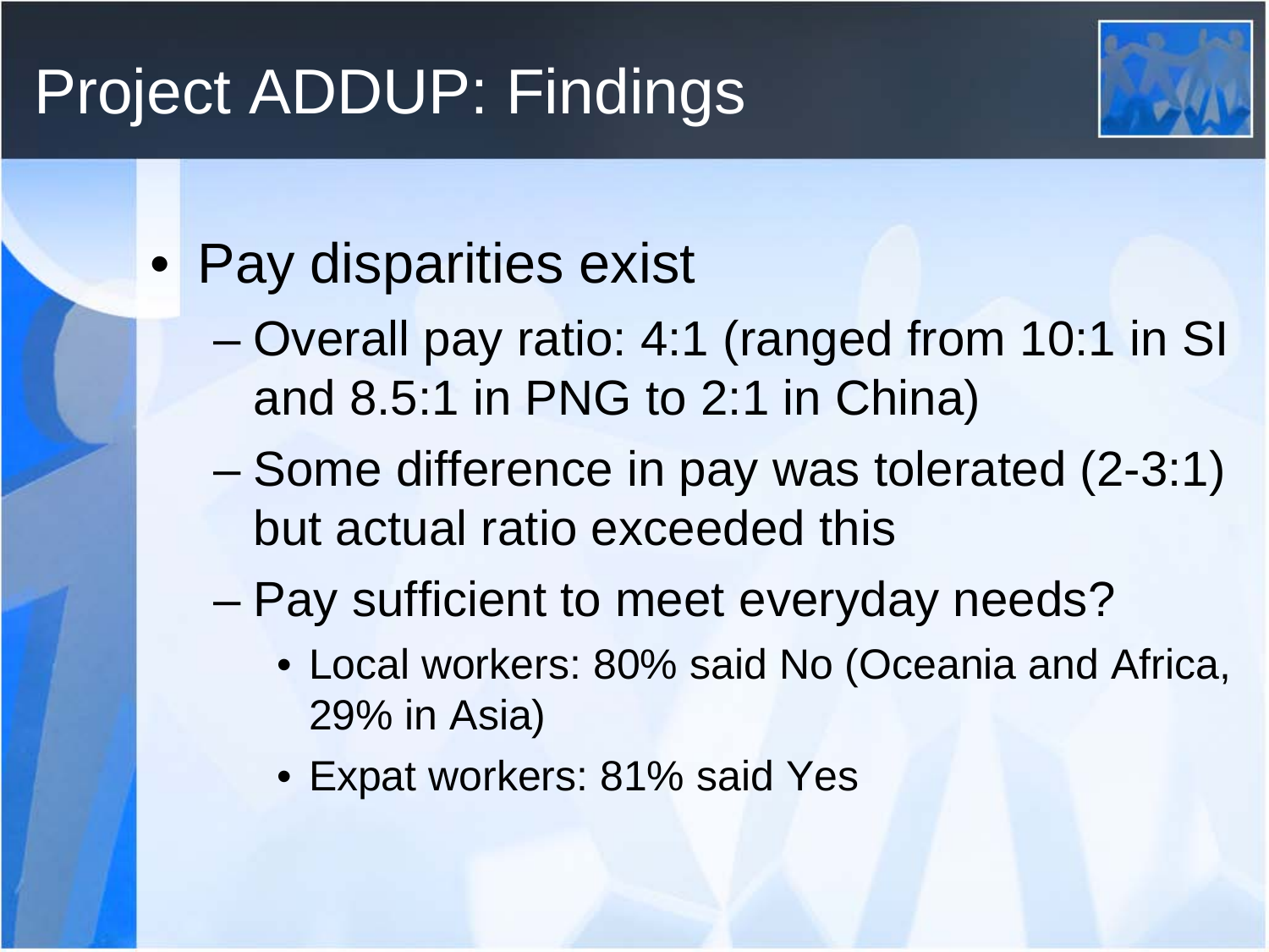# Project ADDUP: Findings

- Pay disparities exist
  - Overall pay ratio: 4:1 (ranged from 10:1 in SI and 8.5:1 in PNG to 2:1 in China)
  - Some difference in pay was tolerated (2-3:1) but actual ratio exceeded this
  - Pay sufficient to meet everyday needs?
    - Local workers: 80% said No (Oceania and Africa, 29% in Asia)
    - Expat workers: 81% said Yes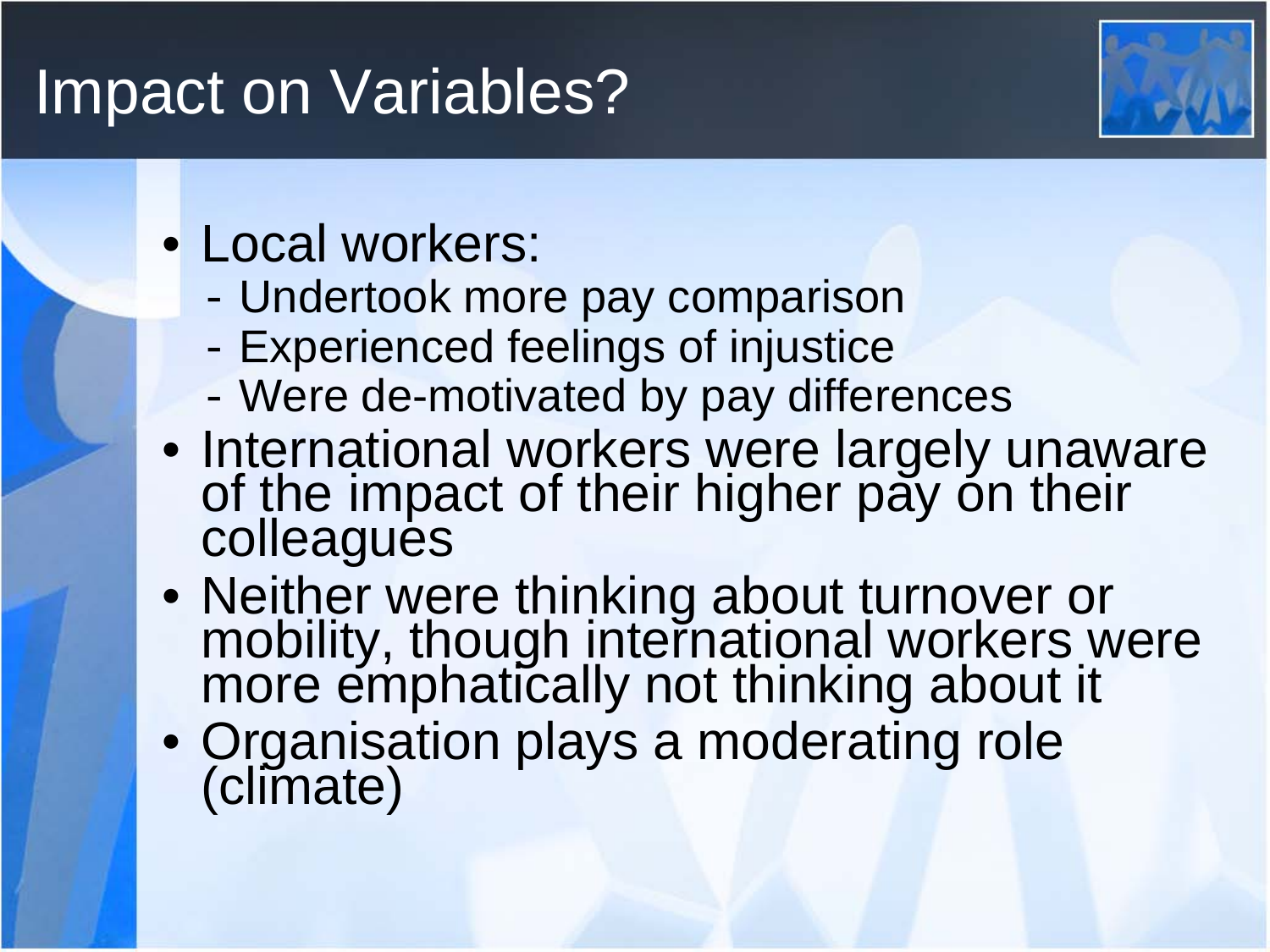# Impact on Variables?

- Local workers:
  - Undertook more pay comparison
  - Experienced feelings of injustice
  - Were de-motivated by pay differences
- International workers were largely unaware of the impact of their higher pay on their colleagues
- Neither were thinking about turnover or mobility, though international workers were more emphatically not thinking about it
- Organisation plays a moderating role (climate)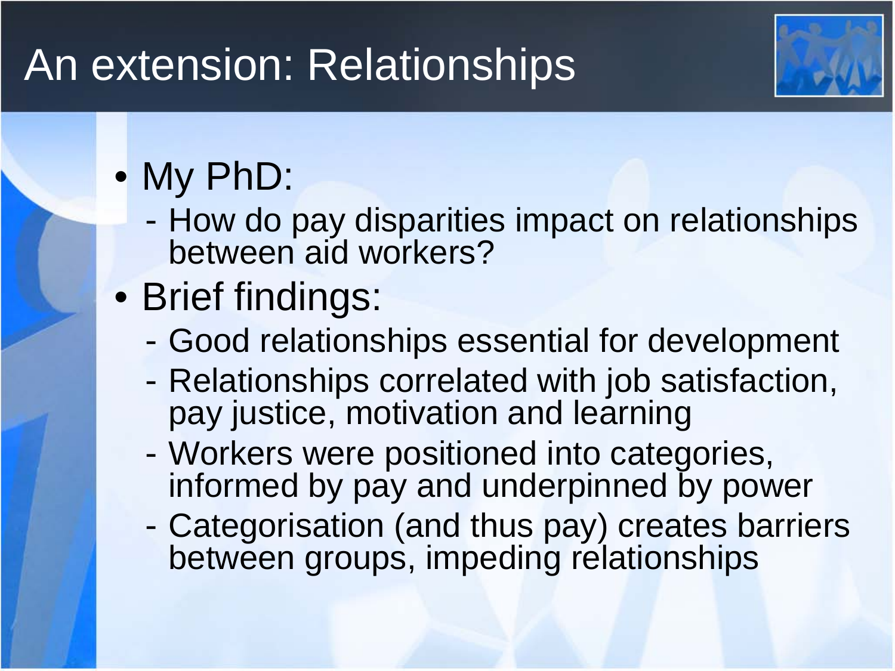# An extension: Relationships

- My PhD:
  - How do pay disparities impact on relationships between aid workers?
- Brief findings:
  - Good relationships essential for development
  - Relationships correlated with job satisfaction, pay justice, motivation and learning
  - Workers were positioned into categories, informed by pay and underpinned by power
  - Categorisation (and thus pay) creates barriers between groups, impeding relationships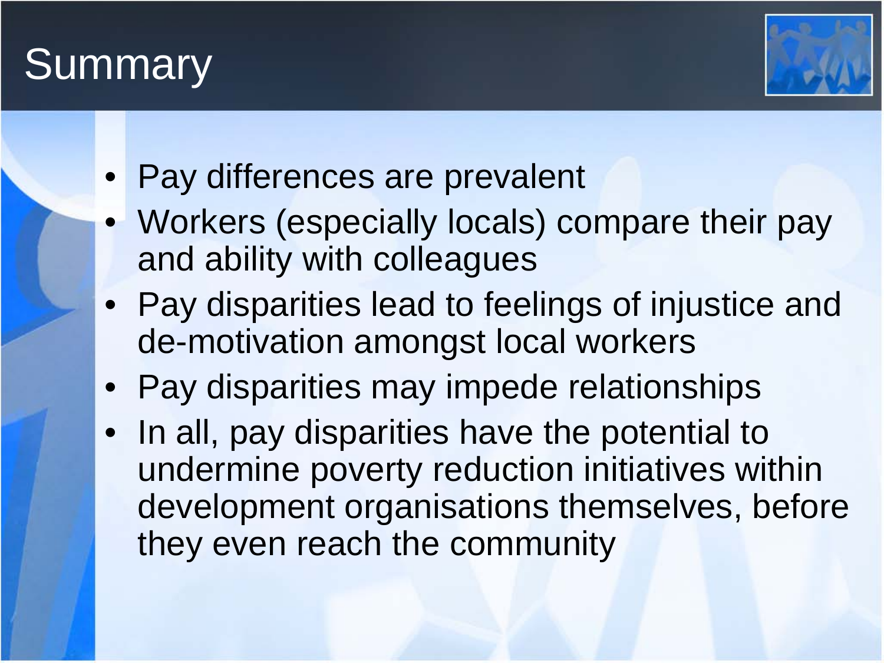# Summary

- Pay differences are prevalent
- Workers (especially locals) compare their pay and ability with colleagues
- Pay disparities lead to feelings of injustice and de-motivation amongst local workers
- Pay disparities may impede relationships
- In all, pay disparities have the potential to undermine poverty reduction initiatives within development organisations themselves, before they even reach the community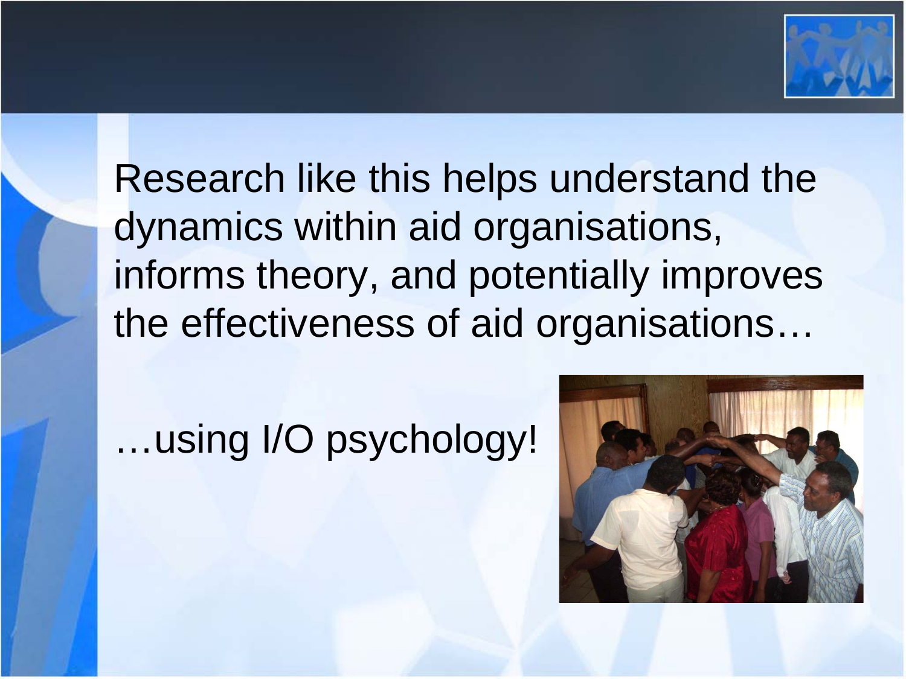Research like this helps understand the dynamics within aid organisations, informs theory, and potentially improves the effectiveness of aid organisations…

…using I/O psychology!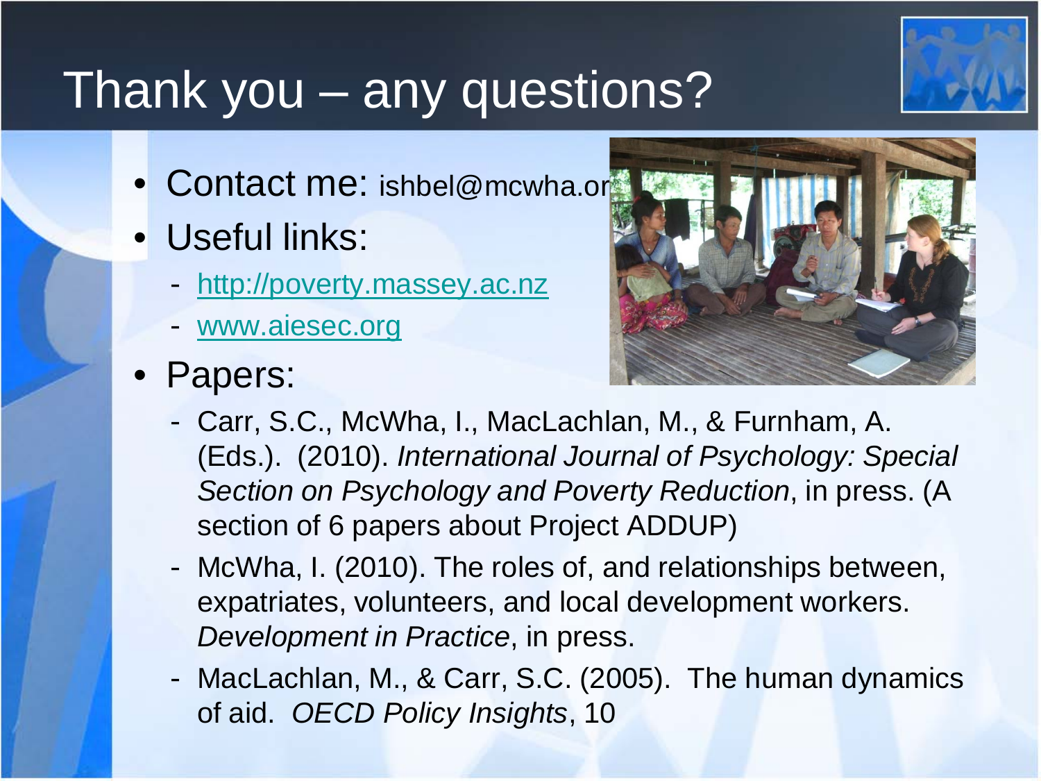# Thank you – any questions?

- Contact me: ishbel@mcwha.or
- Useful links:
  - [http://poverty.massey.ac.nz](http://poverty.massey.ac.nz)
  - [www.aiesec.org](http://www.aiesec.org)
- Papers:
  - Carr, S.C., McWha, I., MacLachlan, M., & Furnham, A. (Eds.). (2010). *International Journal of Psychology: Special Section on Psychology and Poverty Reduction*, in press. (A section of 6 papers about Project ADDUP)
  - McWha, I. (2010). The roles of, and relationships between, expatriates, volunteers, and local development workers. *Development in Practice*, in press.
  - MacLachlan, M., & Carr, S.C. (2005). The human dynamics of aid. *OECD Policy Insights*, 10